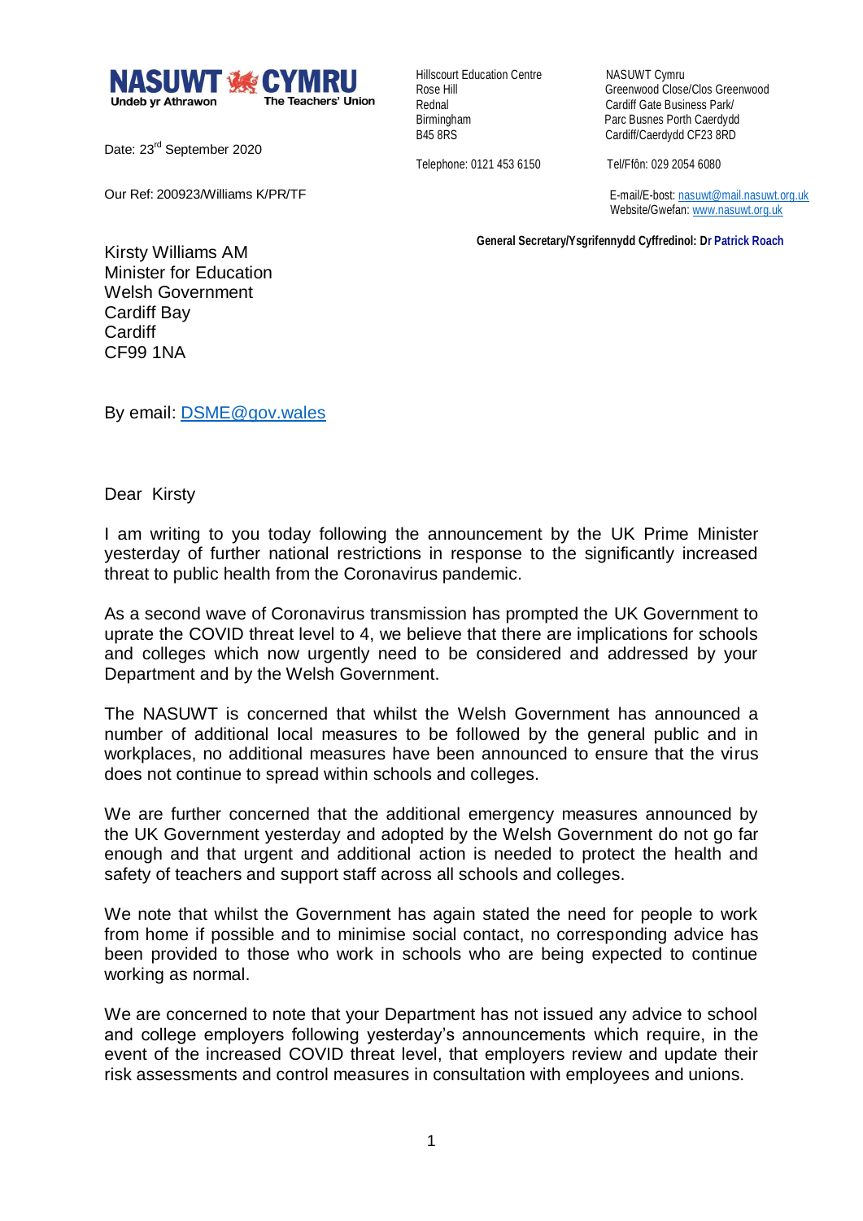**NASUWT CYMRU**
Undeb yr Athrawon — The Teachers' Union

Hillscourt Education Centre
Rose Hill
Rednal
Birmingham
B45 8RS

Telephone: 0121 453 6150

NASUWT Cymru
Greenwood Close/Clos Greenwood
Cardiff Gate Business Park/
Parc Busnes Porth Caerdydd
Cardiff/Caerdydd CF23 8RD

Tel/Ffôn: 029 2054 6080

E-mail/E-bost: nasuwt@mail.nasuwt.org.uk
Website/Gwefan: www.nasuwt.org.uk

**General Secretary/Ysgrifennydd Cyffredinol: Dr Patrick Roach**

Date: 23rd September 2020

Our Ref: 200923/Williams K/PR/TF

Kirsty Williams AM
Minister for Education
Welsh Government
Cardiff Bay
Cardiff
CF99 1NA

By email: DSME@gov.wales

Dear Kirsty

I am writing to you today following the announcement by the UK Prime Minister yesterday of further national restrictions in response to the significantly increased threat to public health from the Coronavirus pandemic.

As a second wave of Coronavirus transmission has prompted the UK Government to uprate the COVID threat level to 4, we believe that there are implications for schools and colleges which now urgently need to be considered and addressed by your Department and by the Welsh Government.

The NASUWT is concerned that whilst the Welsh Government has announced a number of additional local measures to be followed by the general public and in workplaces, no additional measures have been announced to ensure that the virus does not continue to spread within schools and colleges.

We are further concerned that the additional emergency measures announced by the UK Government yesterday and adopted by the Welsh Government do not go far enough and that urgent and additional action is needed to protect the health and safety of teachers and support staff across all schools and colleges.

We note that whilst the Government has again stated the need for people to work from home if possible and to minimise social contact, no corresponding advice has been provided to those who work in schools who are being expected to continue working as normal.

We are concerned to note that your Department has not issued any advice to school and college employers following yesterday's announcements which require, in the event of the increased COVID threat level, that employers review and update their risk assessments and control measures in consultation with employees and unions.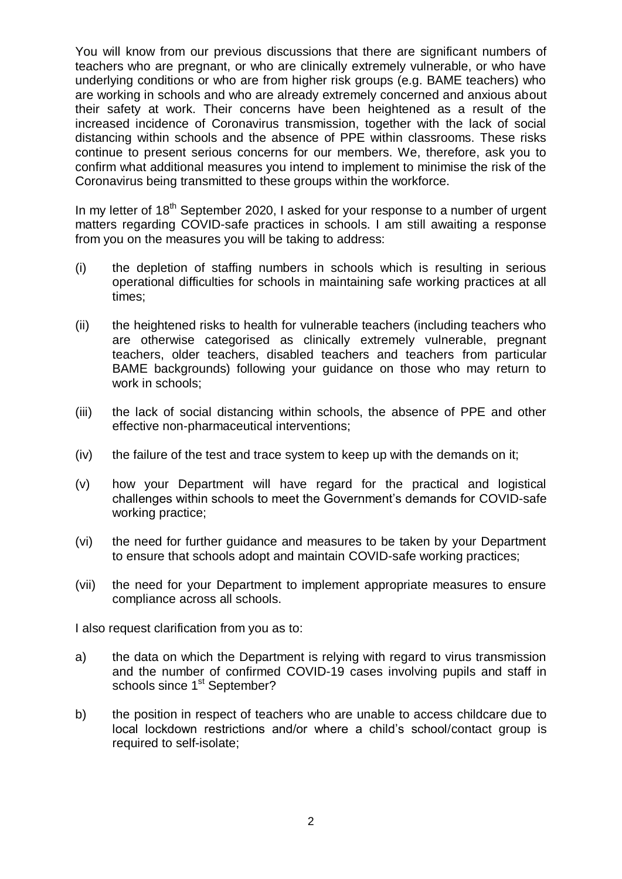You will know from our previous discussions that there are significant numbers of teachers who are pregnant, or who are clinically extremely vulnerable, or who have underlying conditions or who are from higher risk groups (e.g. BAME teachers) who are working in schools and who are already extremely concerned and anxious about their safety at work. Their concerns have been heightened as a result of the increased incidence of Coronavirus transmission, together with the lack of social distancing within schools and the absence of PPE within classrooms. These risks continue to present serious concerns for our members. We, therefore, ask you to confirm what additional measures you intend to implement to minimise the risk of the Coronavirus being transmitted to these groups within the workforce.

In my letter of 18th September 2020, I asked for your response to a number of urgent matters regarding COVID-safe practices in schools. I am still awaiting a response from you on the measures you will be taking to address:

(i) the depletion of staffing numbers in schools which is resulting in serious operational difficulties for schools in maintaining safe working practices at all times;

(ii) the heightened risks to health for vulnerable teachers (including teachers who are otherwise categorised as clinically extremely vulnerable, pregnant teachers, older teachers, disabled teachers and teachers from particular BAME backgrounds) following your guidance on those who may return to work in schools;

(iii) the lack of social distancing within schools, the absence of PPE and other effective non-pharmaceutical interventions;

(iv) the failure of the test and trace system to keep up with the demands on it;

(v) how your Department will have regard for the practical and logistical challenges within schools to meet the Government's demands for COVID-safe working practice;

(vi) the need for further guidance and measures to be taken by your Department to ensure that schools adopt and maintain COVID-safe working practices;

(vii) the need for your Department to implement appropriate measures to ensure compliance across all schools.

I also request clarification from you as to:

a) the data on which the Department is relying with regard to virus transmission and the number of confirmed COVID-19 cases involving pupils and staff in schools since 1st September?

b) the position in respect of teachers who are unable to access childcare due to local lockdown restrictions and/or where a child's school/contact group is required to self-isolate;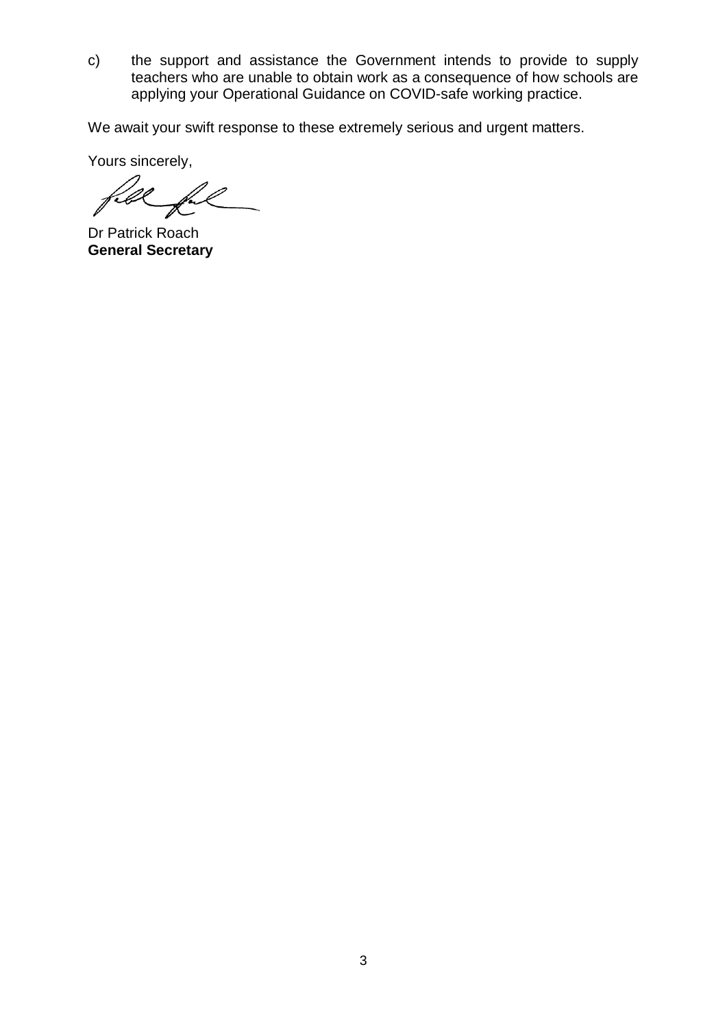c) the support and assistance the Government intends to provide to supply teachers who are unable to obtain work as a consequence of how schools are applying your Operational Guidance on COVID-safe working practice.

We await your swift response to these extremely serious and urgent matters.

Yours sincerely,

Dr Patrick Roach
**General Secretary**